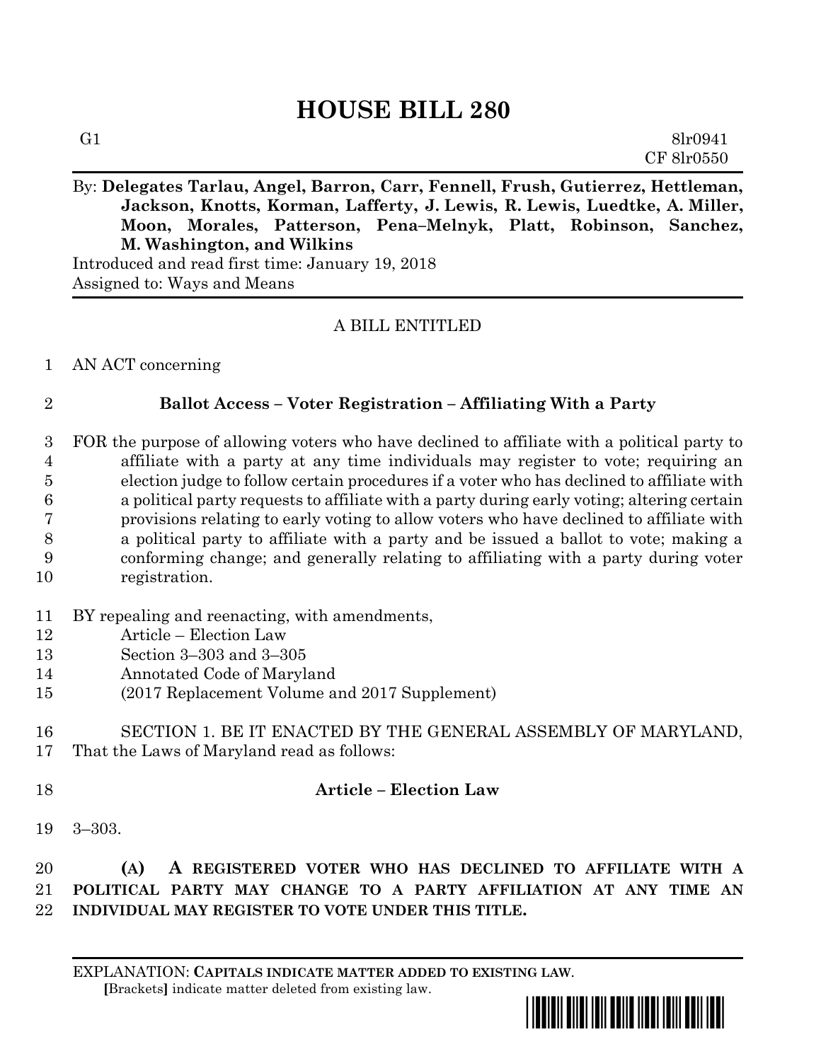# HOUSE BILL 280

G1 8lr0941
CF 8lr0550

By: **Delegates Tarlau, Angel, Barron, Carr, Fennell, Frush, Gutierrez, Hettleman, Jackson, Knotts, Korman, Lafferty, J. Lewis, R. Lewis, Luedtke, A. Miller, Moon, Morales, Patterson, Pena–Melnyk, Platt, Robinson, Sanchez, M. Washington, and Wilkins**

Introduced and read first time: January 19, 2018
Assigned to: Ways and Means

A BILL ENTITLED

1 AN ACT concerning

2 **Ballot Access – Voter Registration – Affiliating With a Party**

3 FOR the purpose of allowing voters who have declined to affiliate with a political party to
4 affiliate with a party at any time individuals may register to vote; requiring an
5 election judge to follow certain procedures if a voter who has declined to affiliate with
6 a political party requests to affiliate with a party during early voting; altering certain
7 provisions relating to early voting to allow voters who have declined to affiliate with
8 a political party to affiliate with a party and be issued a ballot to vote; making a
9 conforming change; and generally relating to affiliating with a party during voter
10 registration.

11 BY repealing and reenacting, with amendments,
12 Article – Election Law
13 Section 3–303 and 3–305
14 Annotated Code of Maryland
15 (2017 Replacement Volume and 2017 Supplement)

16 SECTION 1. BE IT ENACTED BY THE GENERAL ASSEMBLY OF MARYLAND,
17 That the Laws of Maryland read as follows:

18 **Article – Election Law**

19 3–303.

20 **(A) A REGISTERED VOTER WHO HAS DECLINED TO AFFILIATE WITH A**
21 **POLITICAL PARTY MAY CHANGE TO A PARTY AFFILIATION AT ANY TIME AN**
22 **INDIVIDUAL MAY REGISTER TO VOTE UNDER THIS TITLE.**

EXPLANATION: **CAPITALS INDICATE MATTER ADDED TO EXISTING LAW.**
[Brackets] indicate matter deleted from existing law.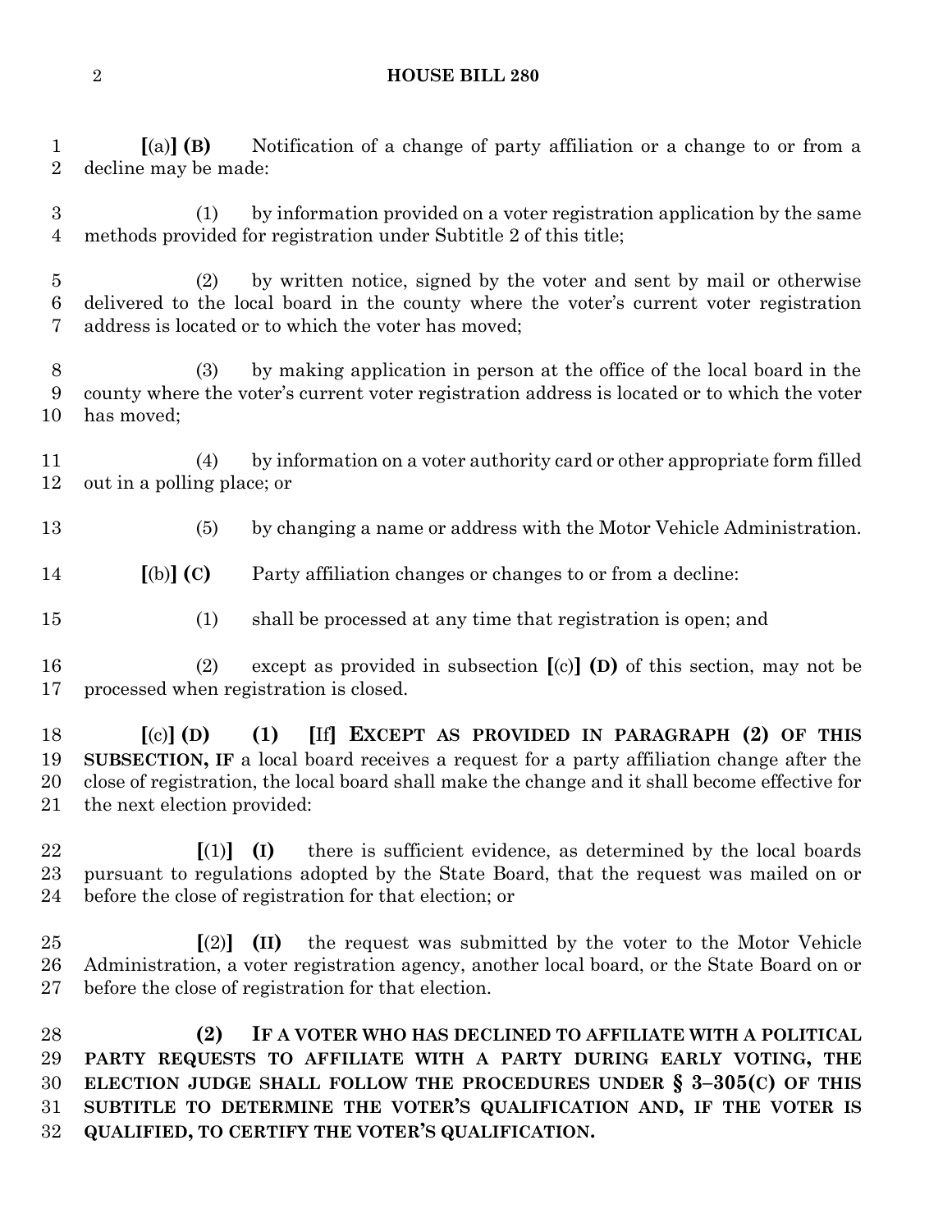[(a)] **(B)** Notification of a change of party affiliation or a change to or from a decline may be made:

(1) by information provided on a voter registration application by the same methods provided for registration under Subtitle 2 of this title;

(2) by written notice, signed by the voter and sent by mail or otherwise delivered to the local board in the county where the voter's current voter registration address is located or to which the voter has moved;

(3) by making application in person at the office of the local board in the county where the voter's current voter registration address is located or to which the voter has moved;

(4) by information on a voter authority card or other appropriate form filled out in a polling place; or

(5) by changing a name or address with the Motor Vehicle Administration.

[(b)] **(C)** Party affiliation changes or changes to or from a decline:

(1) shall be processed at any time that registration is open; and

(2) except as provided in subsection [(c)] **(D)** of this section, may not be processed when registration is closed.

[(c)] **(D)** **(1)** [If] **EXCEPT AS PROVIDED IN PARAGRAPH (2) OF THIS SUBSECTION, IF** a local board receives a request for a party affiliation change after the close of registration, the local board shall make the change and it shall become effective for the next election provided:

[(1)] **(I)** there is sufficient evidence, as determined by the local boards pursuant to regulations adopted by the State Board, that the request was mailed on or before the close of registration for that election; or

[(2)] **(II)** the request was submitted by the voter to the Motor Vehicle Administration, a voter registration agency, another local board, or the State Board on or before the close of registration for that election.

**(2) IF A VOTER WHO HAS DECLINED TO AFFILIATE WITH A POLITICAL PARTY REQUESTS TO AFFILIATE WITH A PARTY DURING EARLY VOTING, THE ELECTION JUDGE SHALL FOLLOW THE PROCEDURES UNDER § 3–305(C) OF THIS SUBTITLE TO DETERMINE THE VOTER'S QUALIFICATION AND, IF THE VOTER IS QUALIFIED, TO CERTIFY THE VOTER'S QUALIFICATION.**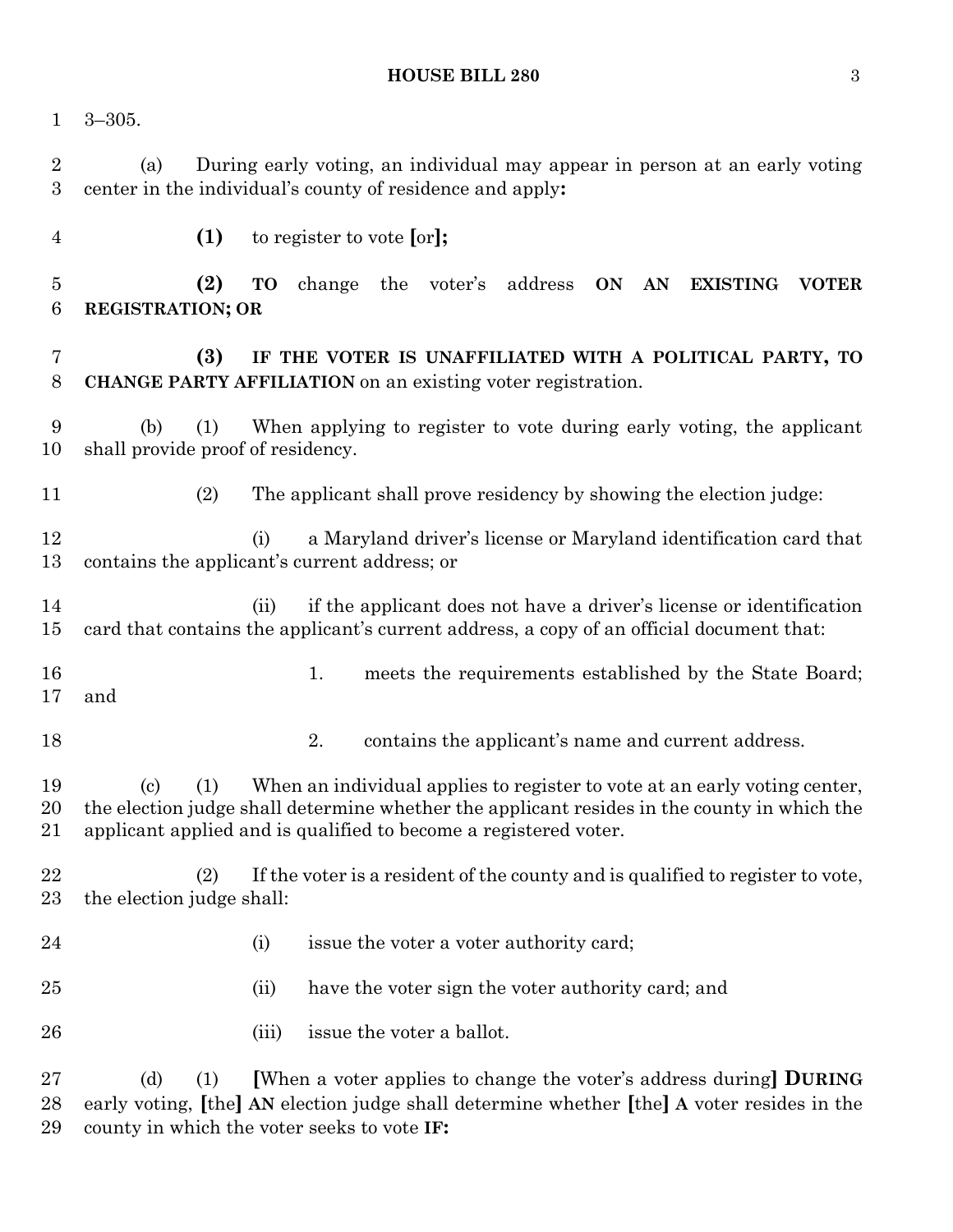3–305.

(a) During early voting, an individual may appear in person at an early voting center in the individual's county of residence and apply**:**

**(1)** to register to vote **[**or**];**

**(2)** **TO** change the voter's address **ON AN EXISTING VOTER REGISTRATION; OR**

**(3)** **IF THE VOTER IS UNAFFILIATED WITH A POLITICAL PARTY, TO CHANGE PARTY AFFILIATION** on an existing voter registration.

(b) (1) When applying to register to vote during early voting, the applicant shall provide proof of residency.

(2) The applicant shall prove residency by showing the election judge:

(i) a Maryland driver's license or Maryland identification card that contains the applicant's current address; or

(ii) if the applicant does not have a driver's license or identification card that contains the applicant's current address, a copy of an official document that:

1. meets the requirements established by the State Board; and

2. contains the applicant's name and current address.

(c) (1) When an individual applies to register to vote at an early voting center, the election judge shall determine whether the applicant resides in the county in which the applicant applied and is qualified to become a registered voter.

(2) If the voter is a resident of the county and is qualified to register to vote, the election judge shall:

(i) issue the voter a voter authority card;

(ii) have the voter sign the voter authority card; and

(iii) issue the voter a ballot.

(d) (1) **[**When a voter applies to change the voter's address during**]** **DURING** early voting, **[**the**]** **AN** election judge shall determine whether **[**the**]** **A** voter resides in the county in which the voter seeks to vote **IF:**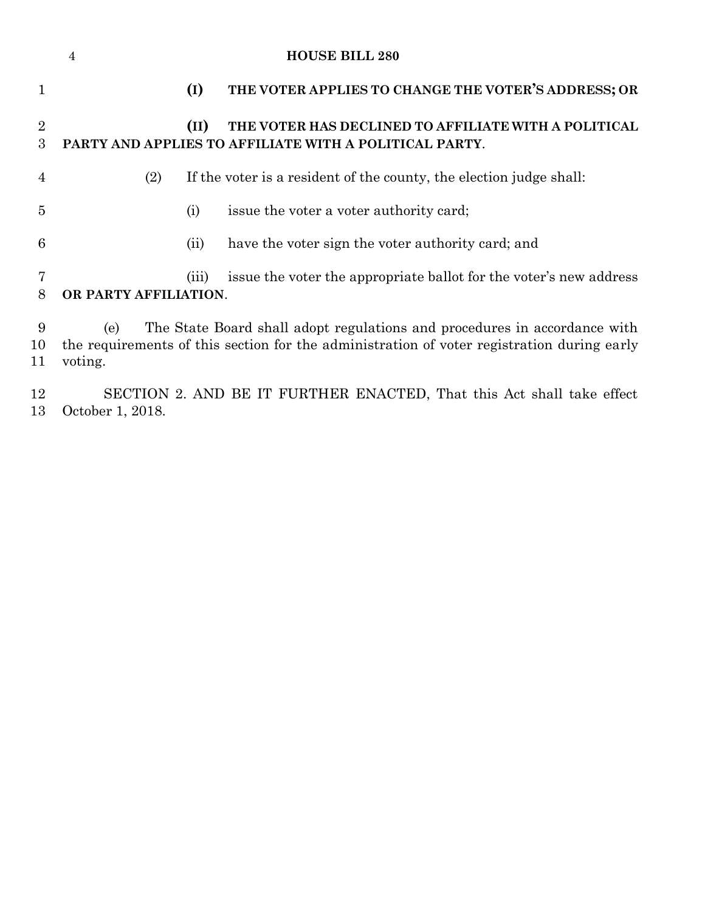**(I) THE VOTER APPLIES TO CHANGE THE VOTER'S ADDRESS; OR**

**(II) THE VOTER HAS DECLINED TO AFFILIATE WITH A POLITICAL PARTY AND APPLIES TO AFFILIATE WITH A POLITICAL PARTY**.

(2) If the voter is a resident of the county, the election judge shall:

(i) issue the voter a voter authority card;

(ii) have the voter sign the voter authority card; and

(iii) issue the voter the appropriate ballot for the voter's new address **OR PARTY AFFILIATION**.

(e) The State Board shall adopt regulations and procedures in accordance with the requirements of this section for the administration of voter registration during early voting.

SECTION 2. AND BE IT FURTHER ENACTED, That this Act shall take effect October 1, 2018.